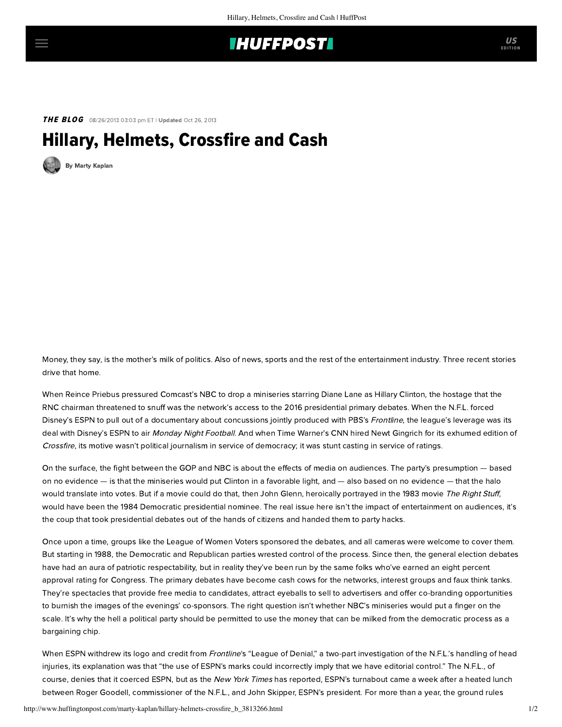**THE BLOG** 08/26/2013 03:03 pm ET | **Updated** Oct 26, 2013

# Hillary, Helmets, Crossfire and Cash

By Marty Kaplan

Money, they say, is the mother's milk of politics. Also of news, sports and the rest of the entertainment industry. Three recent stories drive that home.

When Reince Priebus pressured Comcast's NBC to drop a miniseries starring Diane Lane as Hillary Clinton, the hostage that the RNC chairman threatened to snuff was the network's access to the 2016 presidential primary debates. When the N.F.L. forced Disney's ESPN to pull out of a documentary about concussions jointly produced with PBS's *Frontline*, the league's leverage was its deal with Disney's ESPN to air *Monday Night Football*. And when Time Warner's CNN hired Newt Gingrich for its exhumed edition of *Crossfire*, its motive wasn't political journalism in service of democracy; it was stunt casting in service of ratings.

On the surface, the fight between the GOP and NBC is about the effects of media on audiences. The party's presumption — based on no evidence — is that the miniseries would put Clinton in a favorable light, and — also based on no evidence — that the halo would translate into votes. But if a movie could do that, then John Glenn, heroically portrayed in the 1983 movie *The Right Stuff*, would have been the 1984 Democratic presidential nominee. The real issue here isn't the impact of entertainment on audiences, it's the coup that took presidential debates out of the hands of citizens and handed them to party hacks.

Once upon a time, groups like the League of Women Voters sponsored the debates, and all cameras were welcome to cover them. But starting in 1988, the Democratic and Republican parties wrested control of the process. Since then, the general election debates have had an aura of patriotic respectability, but in reality they've been run by the same folks who've earned an eight percent approval rating for Congress. The primary debates have become cash cows for the networks, interest groups and faux think tanks. They're spectacles that provide free media to candidates, attract eyeballs to sell to advertisers and offer co-branding opportunities to burnish the images of the evenings' co-sponsors. The right question isn't whether NBC's miniseries would put a finger on the scale. It's why the hell a political party should be permitted to use the money that can be milked from the democratic process as a bargaining chip.

When ESPN withdrew its logo and credit from *Frontline*'s "League of Denial," a two-part investigation of the N.F.L.'s handling of head injuries, its explanation was that "the use of ESPN's marks could incorrectly imply that we have editorial control." The N.F.L., of course, denies that it coerced ESPN, but as the *New York Times* has reported, ESPN's turnabout came a week after a heated lunch between Roger Goodell, commissioner of the N.F.L., and John Skipper, ESPN's president. For more than a year, the ground rules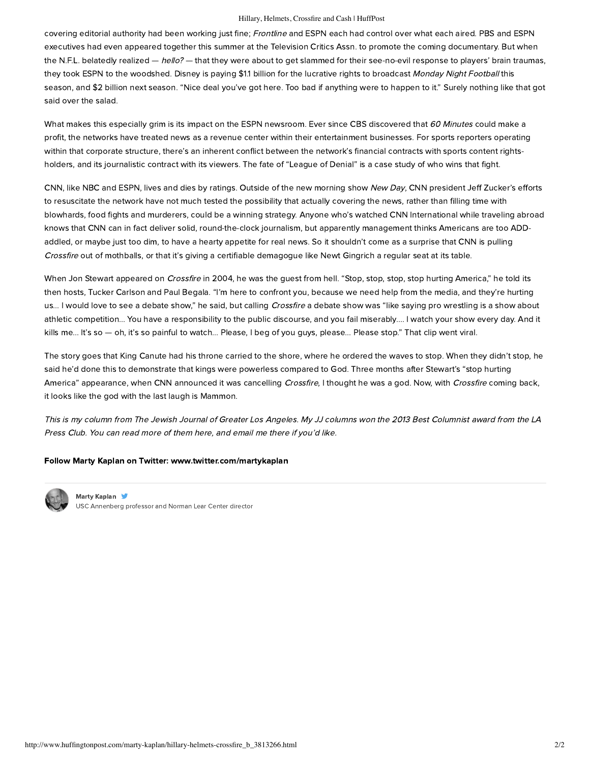covering editorial authority had been working just fine; *Frontline* and ESPN each had control over what each aired. PBS and ESPN executives had even appeared together this summer at the Television Critics Assn. to promote the coming documentary. But when the N.F.L. belatedly realized — *hello?* — that they were about to get slammed for their see-no-evil response to players' brain traumas, they took ESPN to the woodshed. Disney is paying $1.1 billion for the lucrative rights to broadcast *Monday Night Football* this season, and $2 billion next season. "Nice deal you've got here. Too bad if anything were to happen to it." Surely nothing like that got said over the salad.

What makes this especially grim is its impact on the ESPN newsroom. Ever since CBS discovered that *60 Minutes* could make a profit, the networks have treated news as a revenue center within their entertainment businesses. For sports reporters operating within that corporate structure, there's an inherent conflict between the network's financial contracts with sports content rights-holders, and its journalistic contract with its viewers. The fate of "League of Denial" is a case study of who wins that fight.

CNN, like NBC and ESPN, lives and dies by ratings. Outside of the new morning show *New Day*, CNN president Jeff Zucker's efforts to resuscitate the network have not much tested the possibility that actually covering the news, rather than filling time with blowhards, food fights and murderers, could be a winning strategy. Anyone who's watched CNN International while traveling abroad knows that CNN can in fact deliver solid, round-the-clock journalism, but apparently management thinks Americans are too ADD-addled, or maybe just too dim, to have a hearty appetite for real news. So it shouldn't come as a surprise that CNN is pulling *Crossfire* out of mothballs, or that it's giving a certifiable demagogue like Newt Gingrich a regular seat at its table.

When Jon Stewart appeared on *Crossfire* in 2004, he was the guest from hell. "Stop, stop, stop, stop hurting America," he told its then hosts, Tucker Carlson and Paul Begala. "I'm here to confront you, because we need help from the media, and they're hurting us... I would love to see a debate show," he said, but calling *Crossfire* a debate show was "like saying pro wrestling is a show about athletic competition... You have a responsibility to the public discourse, and you fail miserably.... I watch your show every day. And it kills me... It's so — oh, it's so painful to watch... Please, I beg of you guys, please... Please stop." That clip went viral.

The story goes that King Canute had his throne carried to the shore, where he ordered the waves to stop. When they didn't stop, he said he'd done this to demonstrate that kings were powerless compared to God. Three months after Stewart's "stop hurting America" appearance, when CNN announced it was cancelling *Crossfire*, I thought he was a god. Now, with *Crossfire* coming back, it looks like the god with the last laugh is Mammon.

*This is my column from The Jewish Journal of Greater Los Angeles. My JJ columns won the 2013 Best Columnist award from the LA Press Club. You can read more of them here, and email me there if you'd like.*

**Follow Marty Kaplan on Twitter: www.twitter.com/martykaplan**

**Marty Kaplan**
USC Annenberg professor and Norman Lear Center director